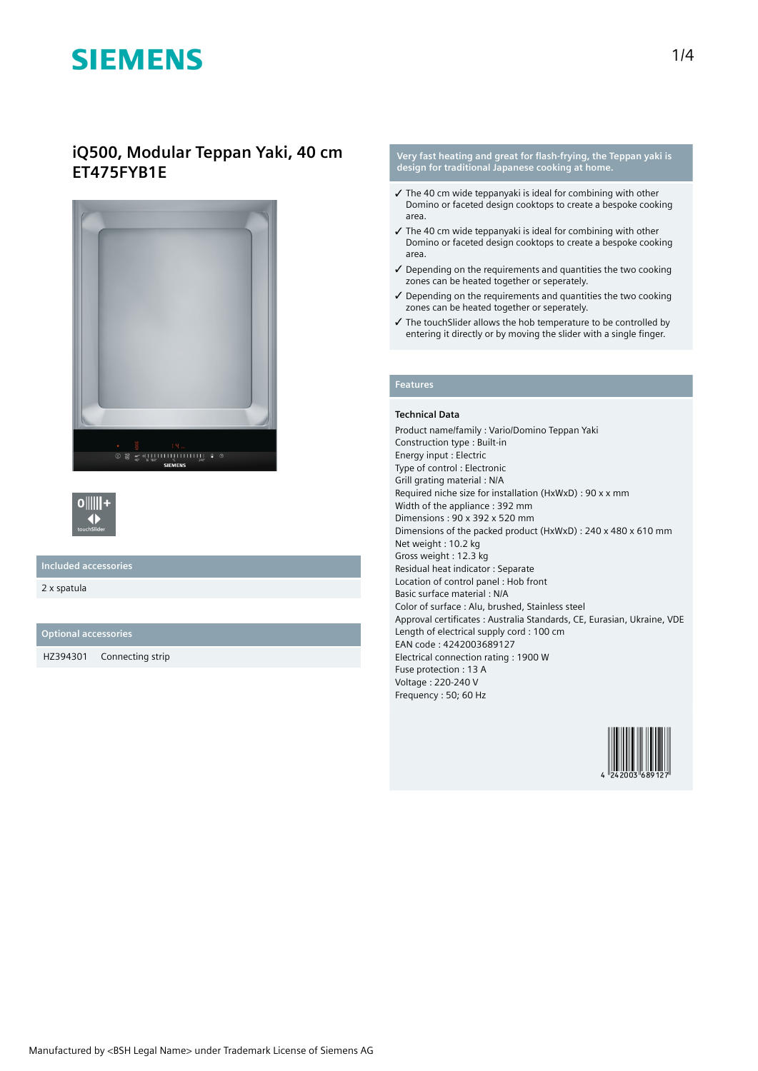# SIEMENS

## iQ500, Modular Teppan Yaki, 40 cm
## ET475FYB1E

### Included accessories

2 x spatula

### Optional accessories

| HZ394301 | Connecting strip |
|---|---|

**Very fast heating and great for flash-frying, the Teppan yaki is design for traditional Japanese cooking at home.**

- ✓ The 40 cm wide teppanyaki is ideal for combining with other Domino or faceted design cooktops to create a bespoke cooking area.
- ✓ The 40 cm wide teppanyaki is ideal for combining with other Domino or faceted design cooktops to create a bespoke cooking area.
- ✓ Depending on the requirements and quantities the two cooking zones can be heated together or seperately.
- ✓ Depending on the requirements and quantities the two cooking zones can be heated together or seperately.
- ✓ The touchSlider allows the hob temperature to be controlled by entering it directly or by moving the slider with a single finger.

### Features

**Technical Data**

Product name/family : Vario/Domino Teppan Yaki
Construction type : Built-in
Energy input : Electric
Type of control : Electronic
Grill grating material : N/A
Required niche size for installation (HxWxD) : 90 x x mm
Width of the appliance : 392 mm
Dimensions : 90 x 392 x 520 mm
Dimensions of the packed product (HxWxD) : 240 x 480 x 610 mm
Net weight : 10.2 kg
Gross weight : 12.3 kg
Residual heat indicator : Separate
Location of control panel : Hob front
Basic surface material : N/A
Color of surface : Alu, brushed, Stainless steel
Approval certificates : Australia Standards, CE, Eurasian, Ukraine, VDE
Length of electrical supply cord : 100 cm
EAN code : 4242003689127
Electrical connection rating : 1900 W
Fuse protection : 13 A
Voltage : 220-240 V
Frequency : 50; 60 Hz

Manufactured by <BSH Legal Name> under Trademark License of Siemens AG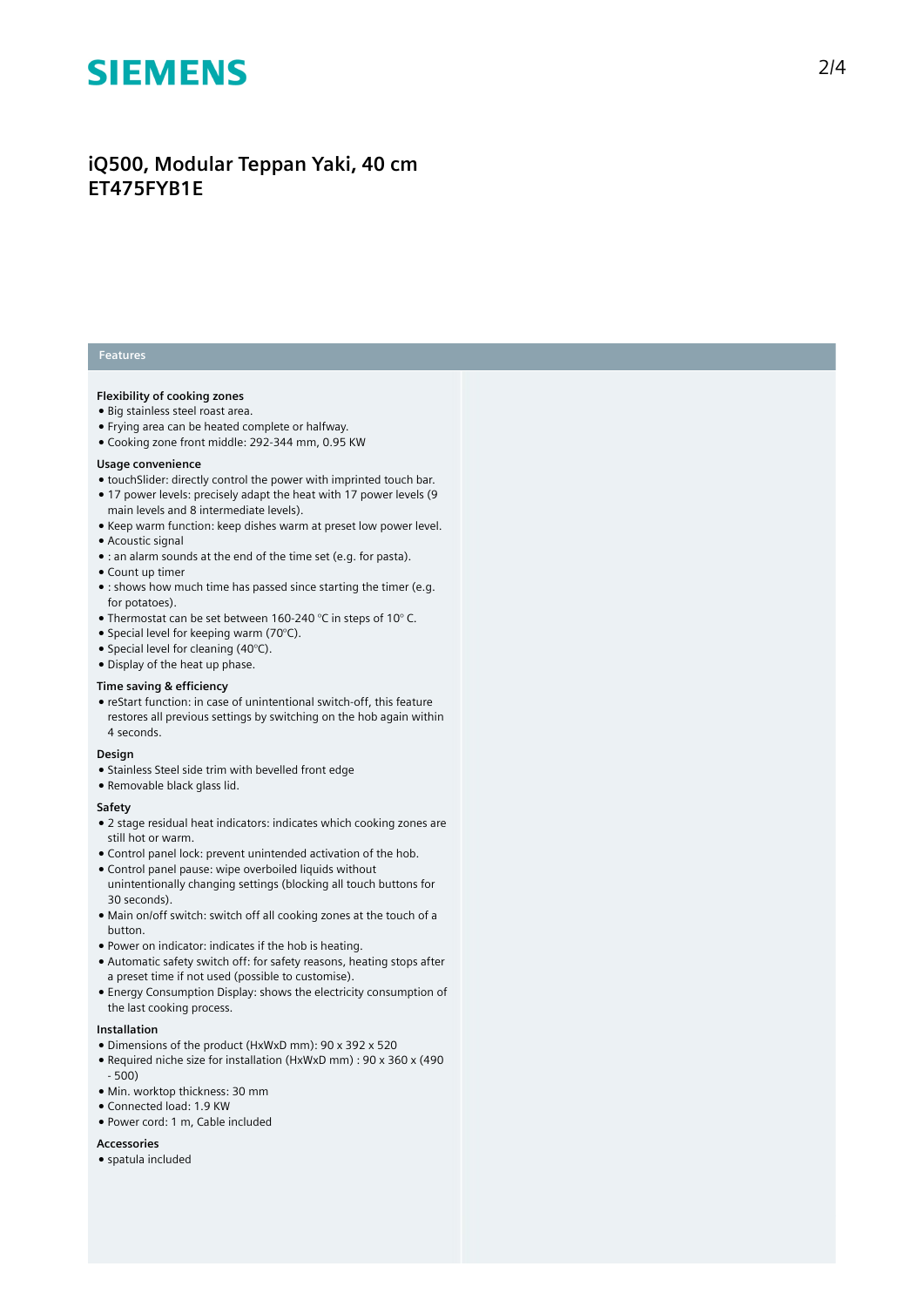# iQ500, Modular Teppan Yaki, 40 cm
# ET475FYB1E

## Features

### Flexibility of cooking zones

- Big stainless steel roast area.
- Frying area can be heated complete or halfway.
- Cooking zone front middle: 292-344 mm, 0.95 KW

### Usage convenience

- touchSlider: directly control the power with imprinted touch bar.
- 17 power levels: precisely adapt the heat with 17 power levels (9 main levels and 8 intermediate levels).
- Keep warm function: keep dishes warm at preset low power level.
- Acoustic signal
- : an alarm sounds at the end of the time set (e.g. for pasta).
- Count up timer
- : shows how much time has passed since starting the timer (e.g. for potatoes).
- Thermostat can be set between 160-240 °C in steps of 10° C.
- Special level for keeping warm (70°C).
- Special level for cleaning (40°C).
- Display of the heat up phase.

### Time saving & efficiency

- reStart function: in case of unintentional switch-off, this feature restores all previous settings by switching on the hob again within 4 seconds.

### Design

- Stainless Steel side trim with bevelled front edge
- Removable black glass lid.

### Safety

- 2 stage residual heat indicators: indicates which cooking zones are still hot or warm.
- Control panel lock: prevent unintended activation of the hob.
- Control panel pause: wipe overboiled liquids without unintentionally changing settings (blocking all touch buttons for 30 seconds).
- Main on/off switch: switch off all cooking zones at the touch of a button.
- Power on indicator: indicates if the hob is heating.
- Automatic safety switch off: for safety reasons, heating stops after a preset time if not used (possible to customise).
- Energy Consumption Display: shows the electricity consumption of the last cooking process.

### Installation

- Dimensions of the product (HxWxD mm): 90 x 392 x 520
- Required niche size for installation (HxWxD mm) : 90 x 360 x (490 - 500)
- Min. worktop thickness: 30 mm
- Connected load: 1.9 KW
- Power cord: 1 m, Cable included

### Accessories

- spatula included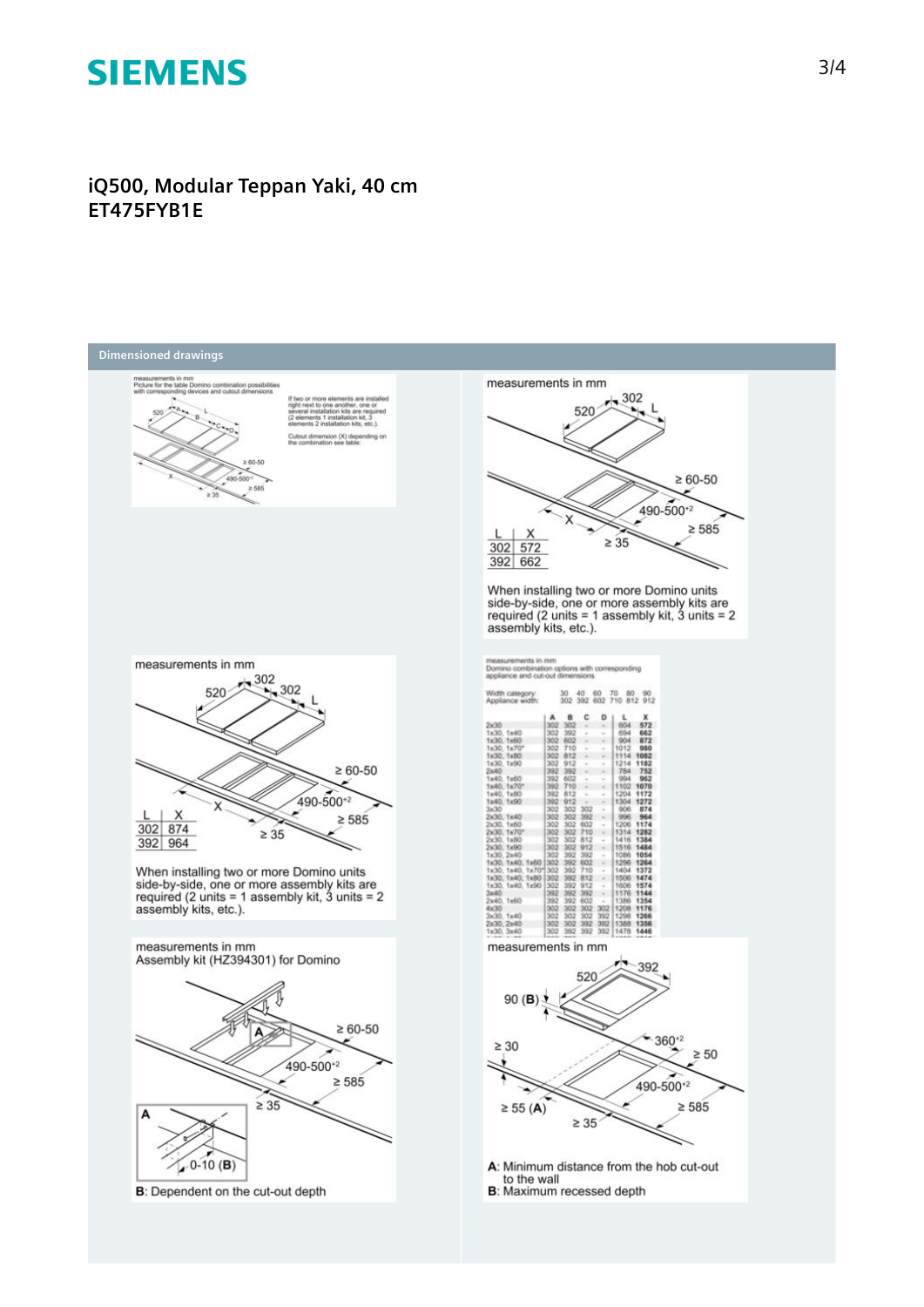# iQ500, Modular Teppan Yaki, 40 cm
## ET475FYB1E

## Dimensioned drawings

measurements in mm
Picture for the table Domino combination possibilities with corresponding devices and cutout dimensions

If two or more elements are installed right next to one another, one or several installation kits are required (2 elements 1 installation kit, 3 elements 2 installation kits, etc.).

Cutout dimension (X) depending on the combination see table:

measurements in mm

| L | X |
|---|---|
| 302 | 572 |
| 392 | 662 |

When installing two or more Domino units side-by-side, one or more assembly kits are required (2 units = 1 assembly kit, 3 units = 2 assembly kits, etc.).

measurements in mm

| L | X |
|---|---|
| 302 | 874 |
| 392 | 964 |

When installing two or more Domino units side-by-side, one or more assembly kits are required (2 units = 1 assembly kit, 3 units = 2 assembly kits, etc.).

measurements in mm
Domino combination options with corresponding appliance and cut-out dimensions

| Width category: | 30 | 40 | 60 | 70 | 80 | 90 |
|---|---|---|---|---|---|---|
| Appliance width: | 302 | 392 | 602 | 710 | 812 | 912 |

| | A | B | C | D | L | X |
|---|---|---|---|---|---|---|
| 2x30 | 302 | 302 | - | - | 604 | 572 |
| 1x30, 1x40 | 302 | 392 | - | - | 694 | 662 |
| 1x30, 1x60 | 302 | 602 | - | - | 904 | 872 |
| 1x30, 1x70* | 302 | 710 | - | - | 1012 | 980 |
| 1x30, 1x80 | 302 | 812 | - | - | 1114 | 1082 |
| 1x30, 1x90 | 302 | 912 | - | - | 1214 | 1182 |
| 2x40 | 392 | 392 | - | - | 784 | 752 |
| 1x40, 1x60 | 392 | 602 | - | - | 994 | 962 |
| 1x40, 1x70* | 392 | 710 | - | - | 1102 | 1070 |
| 1x40, 1x80 | 392 | 812 | - | - | 1204 | 1172 |
| 1x40, 1x90 | 392 | 912 | - | - | 1304 | 1272 |
| 3x30 | 302 | 302 | 302 | - | 906 | 874 |
| 2x30, 1x40 | 302 | 302 | 392 | - | 996 | 964 |
| 2x30, 1x60 | 302 | 302 | 602 | - | 1206 | 1174 |
| 2x30, 1x70* | 302 | 302 | 710 | - | 1314 | 1282 |
| 2x30, 1x80 | 302 | 302 | 812 | - | 1416 | 1384 |
| 2x30, 1x90 | 302 | 302 | 912 | - | 1516 | 1484 |
| 1x30, 2x40 | 302 | 392 | 392 | - | 1086 | 1054 |
| 1x30, 1x40, 1x60 | 302 | 392 | 602 | - | 1296 | 1264 |
| 1x30, 1x40, 1x70* | 302 | 392 | 710 | - | 1404 | 1372 |
| 1x30, 1x40, 1x80 | 302 | 392 | 812 | - | 1506 | 1474 |
| 1x30, 1x40, 1x90 | 302 | 392 | 912 | - | 1606 | 1574 |
| 3x40 | 392 | 392 | 392 | - | 1176 | 1144 |
| 2x40, 1x60 | 392 | 392 | 602 | - | 1386 | 1354 |
| 4x30 | 302 | 302 | 302 | 302 | 1208 | 1176 |
| 3x30, 1x40 | 302 | 302 | 302 | 392 | 1298 | 1266 |
| 2x30, 2x40 | 302 | 302 | 392 | 392 | 1388 | 1356 |
| 1x30, 3x40 | 302 | 392 | 392 | 392 | 1478 | 1446 |

measurements in mm
Assembly kit (HZ394301) for Domino

B: Dependent on the cut-out depth

measurements in mm

A: Minimum distance from the hob cut-out to the wall
B: Maximum recessed depth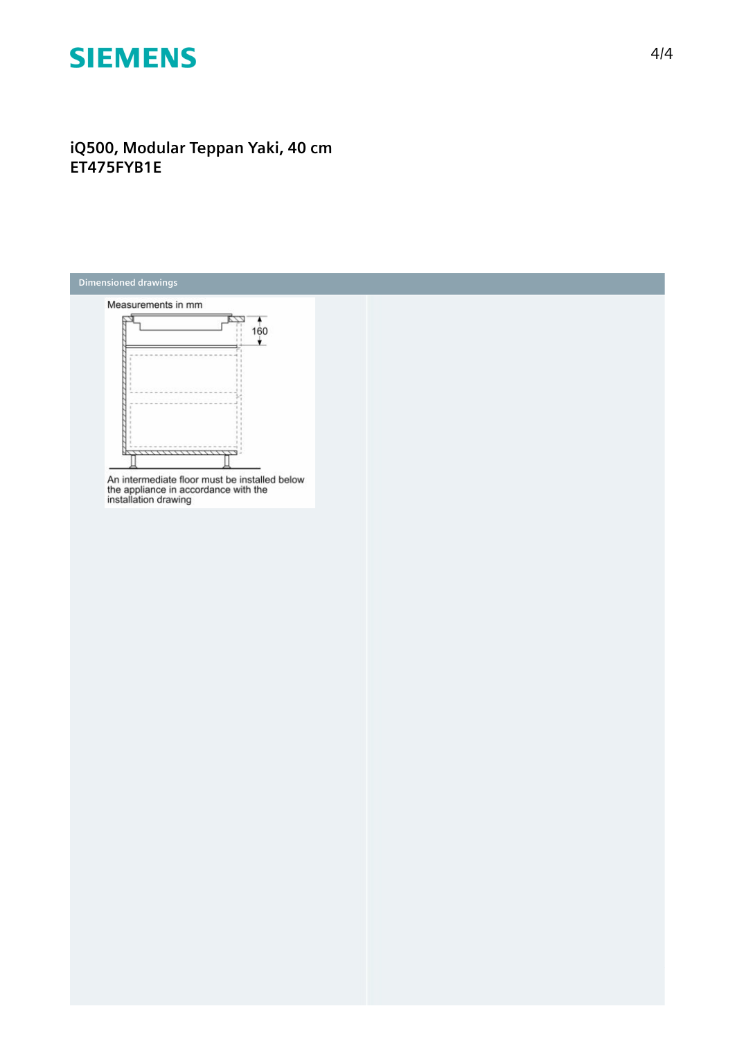## iQ500, Modular Teppan Yaki, 40 cm
## ET475FYB1E

### Dimensioned drawings

Measurements in mm

160

An intermediate floor must be installed below the appliance in accordance with the installation drawing